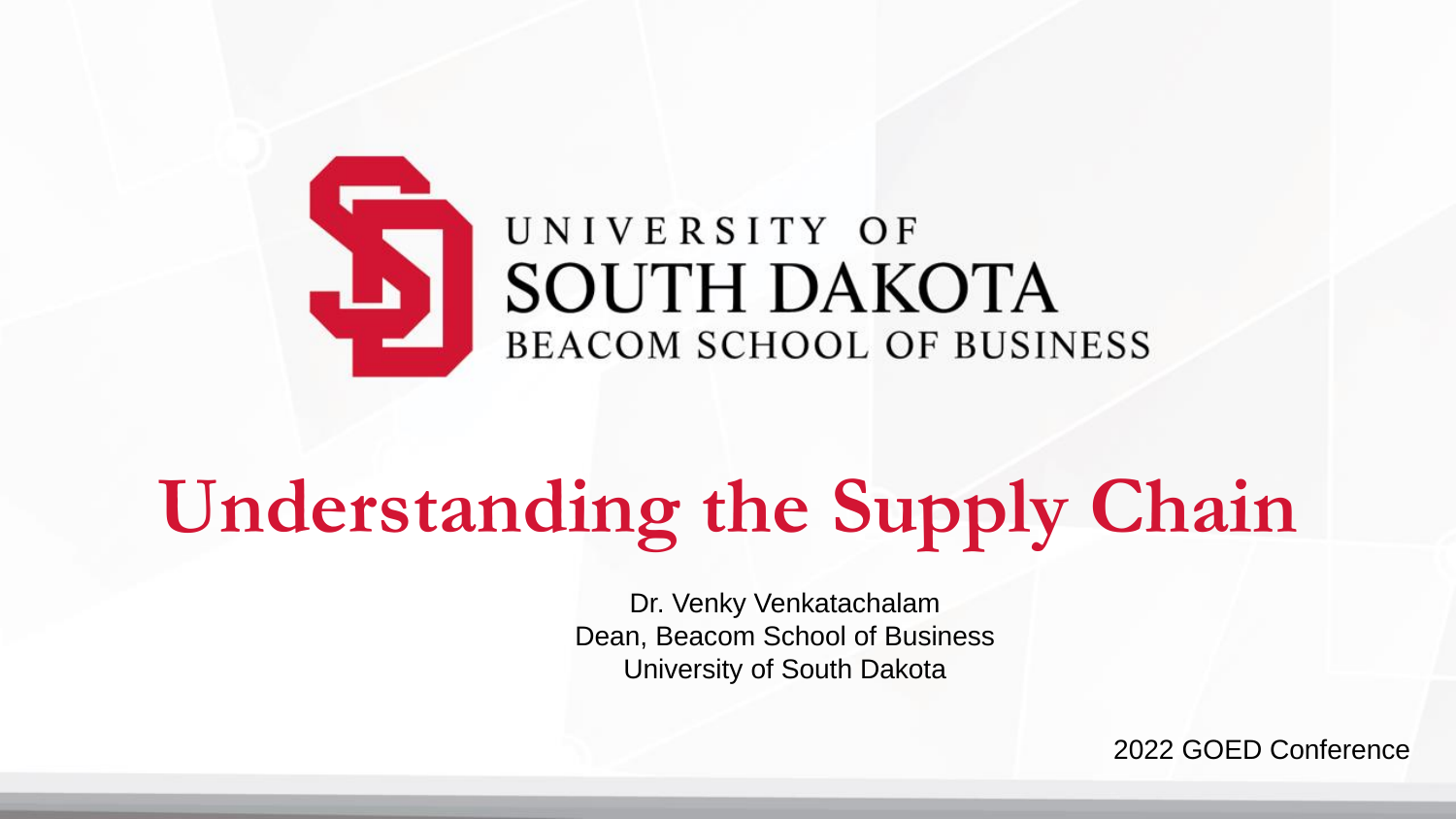UNIVERSITY OF
SOUTH DAKOTA
BEACOM SCHOOL OF BUSINESS

# Understanding the Supply Chain

Dr. Venky Venkatachalam
Dean, Beacom School of Business
University of South Dakota

2022 GOED Conference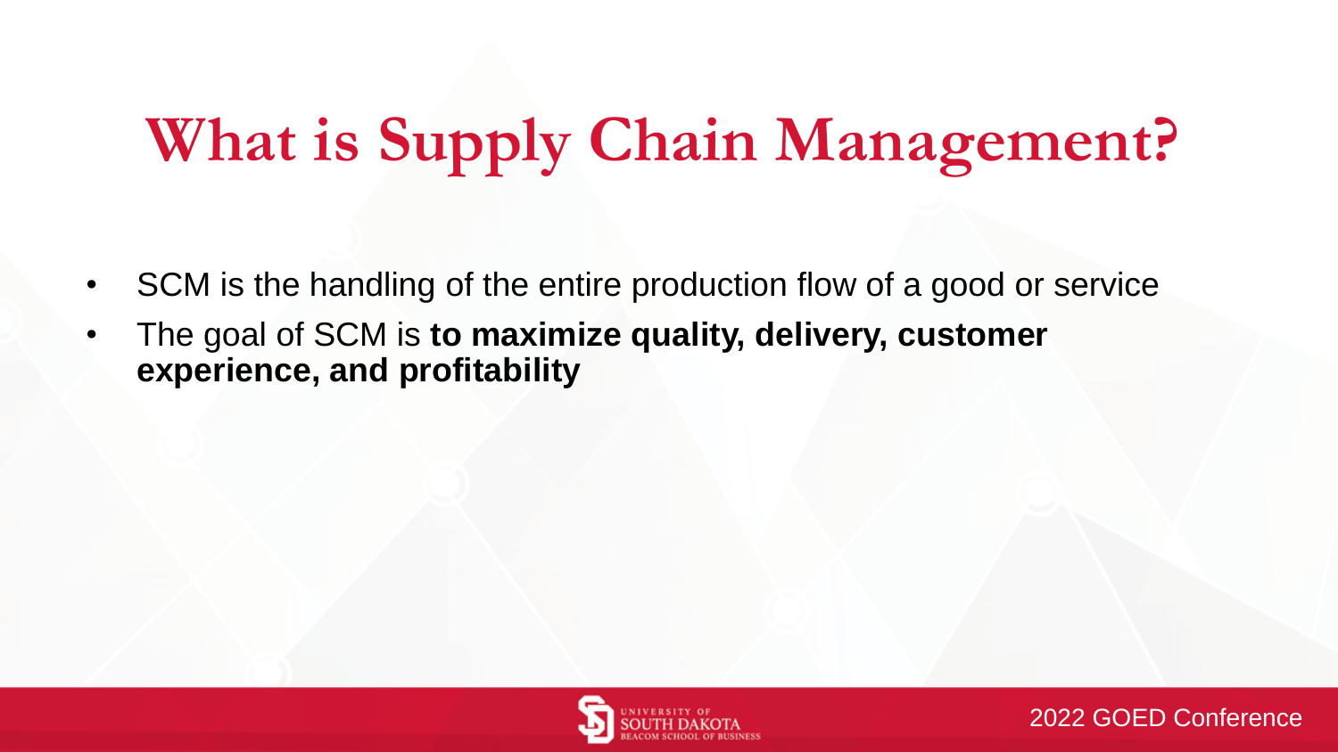# What is Supply Chain Management?

- SCM is the handling of the entire production flow of a good or service
- The goal of SCM is **to maximize quality, delivery, customer experience, and profitability**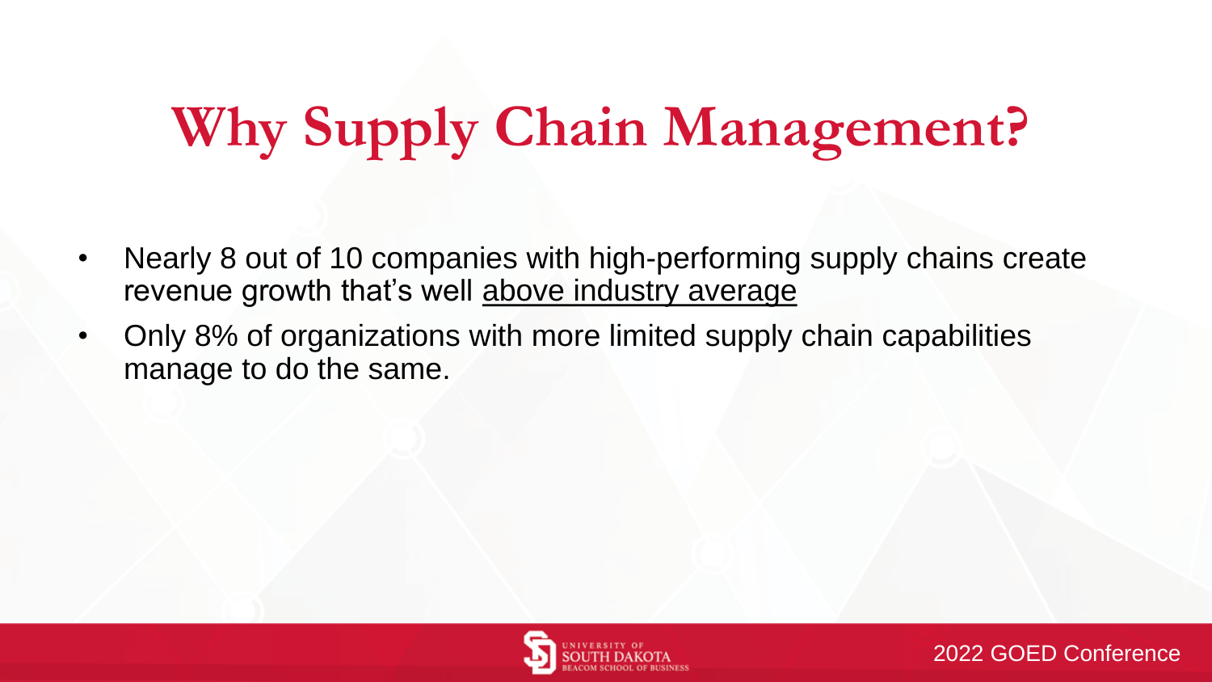# Why Supply Chain Management?

- Nearly 8 out of 10 companies with high-performing supply chains create revenue growth that's well above industry average
- Only 8% of organizations with more limited supply chain capabilities manage to do the same.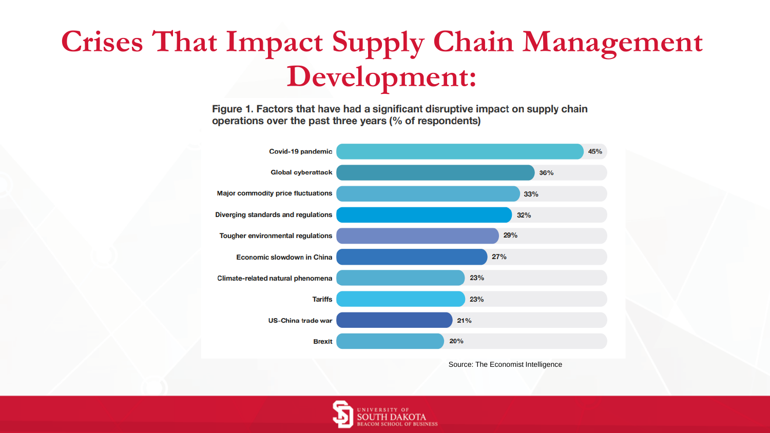# Crises That Impact Supply Chain Management Development:

**Figure 1. Factors that have had a significant disruptive impact on supply chain operations over the past three years (% of respondents)**

| Factor | % of respondents |
| --- | --- |
| Covid-19 pandemic | 45% |
| Global cyberattack | 36% |
| Major commodity price fluctuations | 33% |
| Diverging standards and regulations | 32% |
| Tougher environmental regulations | 29% |
| Economic slowdown in China | 27% |
| Climate-related natural phenomena | 23% |
| Tariffs | 23% |
| US-China trade war | 21% |
| Brexit | 20% |

Source: The Economist Intelligence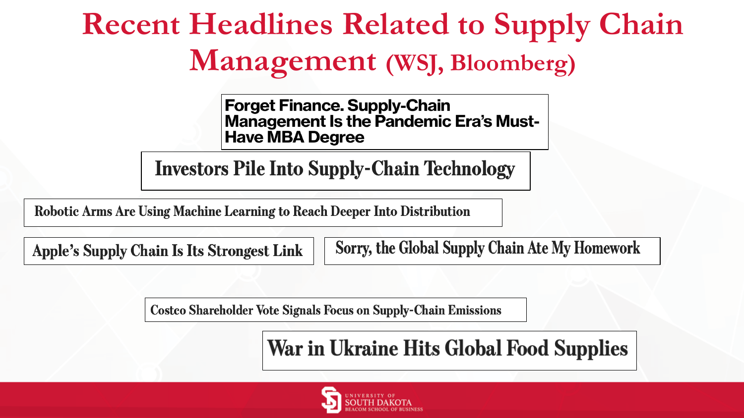# Recent Headlines Related to Supply Chain Management (WSJ, Bloomberg)

- Forget Finance. Supply-Chain Management Is the Pandemic Era's Must-Have MBA Degree
- Investors Pile Into Supply-Chain Technology
- Robotic Arms Are Using Machine Learning to Reach Deeper Into Distribution
- Apple's Supply Chain Is Its Strongest Link
- Sorry, the Global Supply Chain Ate My Homework
- Costco Shareholder Vote Signals Focus on Supply-Chain Emissions
- War in Ukraine Hits Global Food Supplies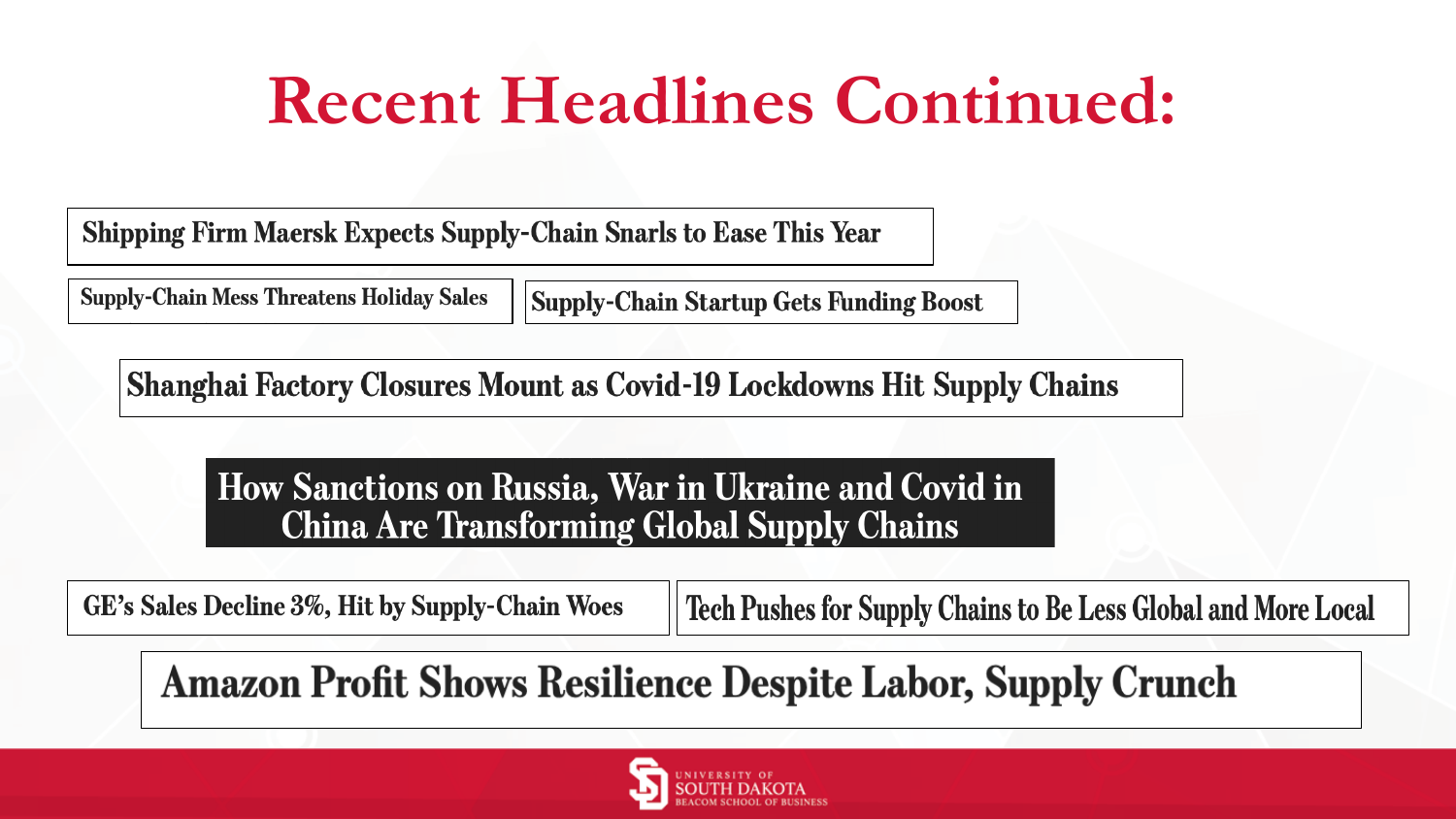# Recent Headlines Continued:

Shipping Firm Maersk Expects Supply-Chain Snarls to Ease This Year

Supply-Chain Mess Threatens Holiday Sales

Supply-Chain Startup Gets Funding Boost

Shanghai Factory Closures Mount as Covid-19 Lockdowns Hit Supply Chains

How Sanctions on Russia, War in Ukraine and Covid in China Are Transforming Global Supply Chains

GE's Sales Decline 3%, Hit by Supply-Chain Woes

Tech Pushes for Supply Chains to Be Less Global and More Local

Amazon Profit Shows Resilience Despite Labor, Supply Crunch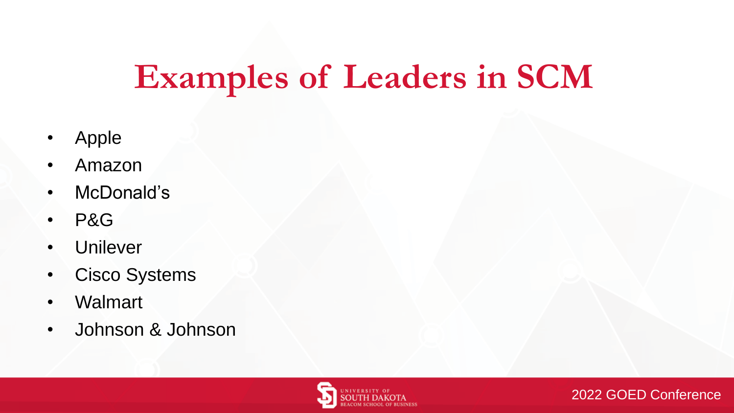# Examples of Leaders in SCM

- Apple
- Amazon
- McDonald's
- P&G
- Unilever
- Cisco Systems
- Walmart
- Johnson & Johnson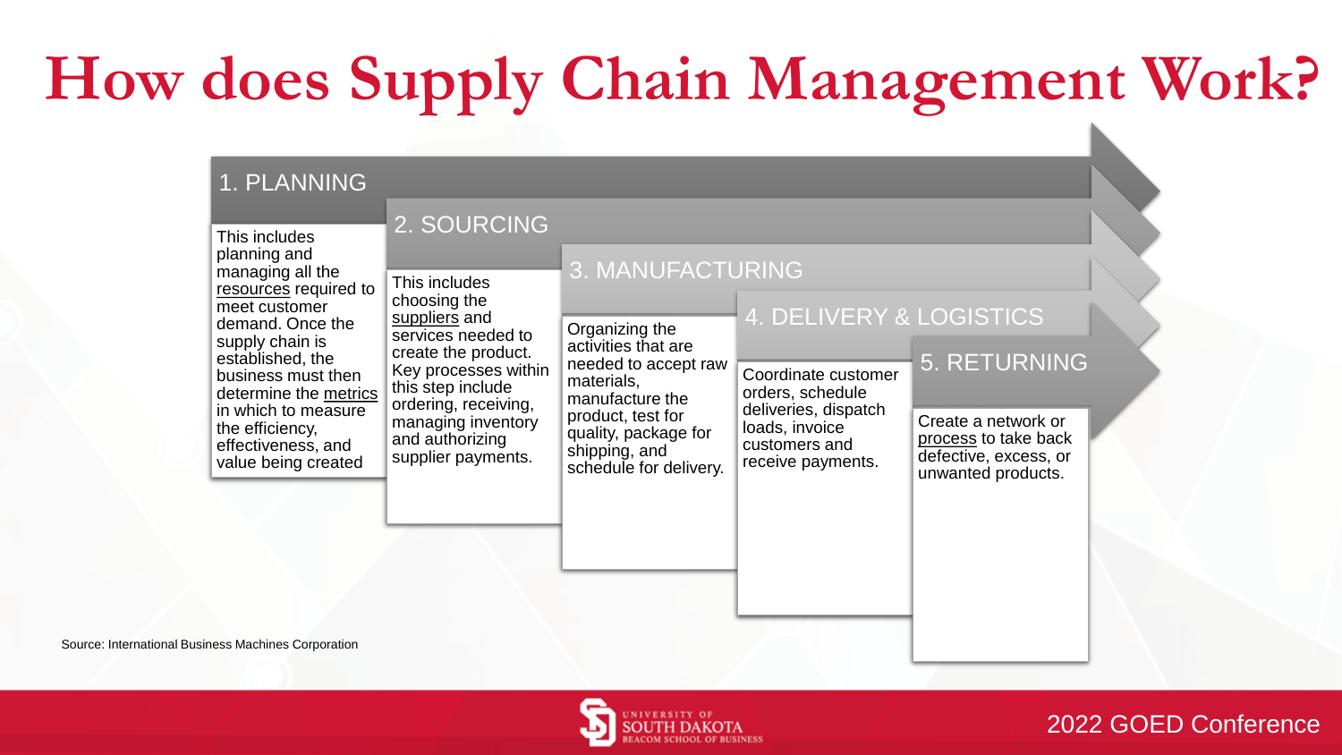# How does Supply Chain Management Work?

## 1. PLANNING

This includes planning and managing all the resources required to meet customer demand. Once the supply chain is established, the business must then determine the metrics in which to measure the efficiency, effectiveness, and value being created

## 2. SOURCING

This includes choosing the suppliers and services needed to create the product. Key processes within this step include ordering, receiving, managing inventory and authorizing supplier payments.

## 3. MANUFACTURING

Organizing the activities that are needed to accept raw materials, manufacture the product, test for quality, package for shipping, and schedule for delivery.

## 4. DELIVERY & LOGISTICS

Coordinate customer orders, schedule deliveries, dispatch loads, invoice customers and receive payments.

## 5. RETURNING

Create a network or process to take back defective, excess, or unwanted products.

Source: International Business Machines Corporation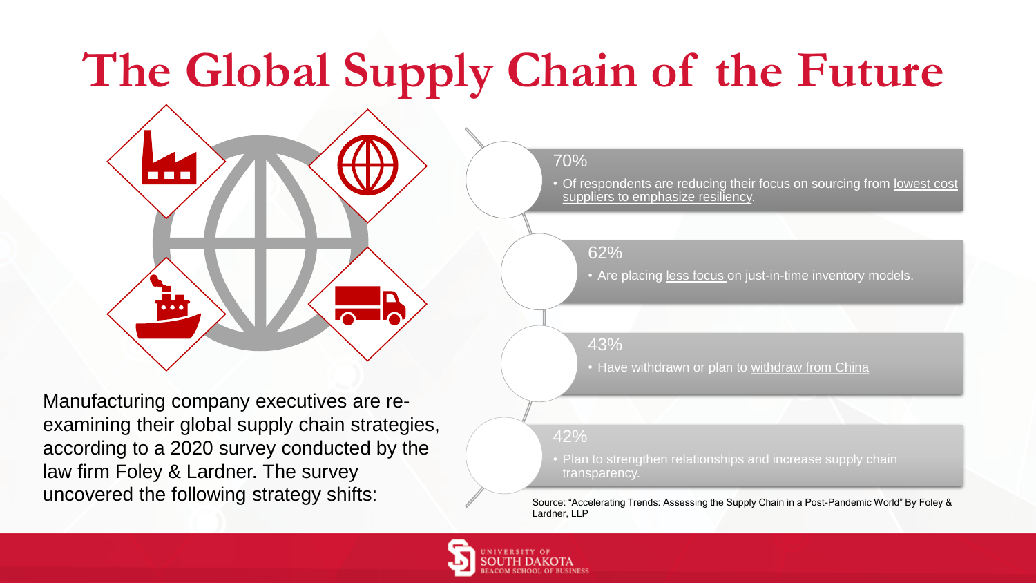# The Global Supply Chain of the Future

Manufacturing company executives are re-examining their global supply chain strategies, according to a 2020 survey conducted by the law firm Foley & Lardner. The survey uncovered the following strategy shifts:

70%

- Of respondents are reducing their focus on sourcing from lowest cost suppliers to emphasize resiliency.

62%

- Are placing less focus on just-in-time inventory models.

43%

- Have withdrawn or plan to withdraw from China

42%

- Plan to strengthen relationships and increase supply chain transparency.

Source: "Accelerating Trends: Assessing the Supply Chain in a Post-Pandemic World" By Foley & Lardner, LLP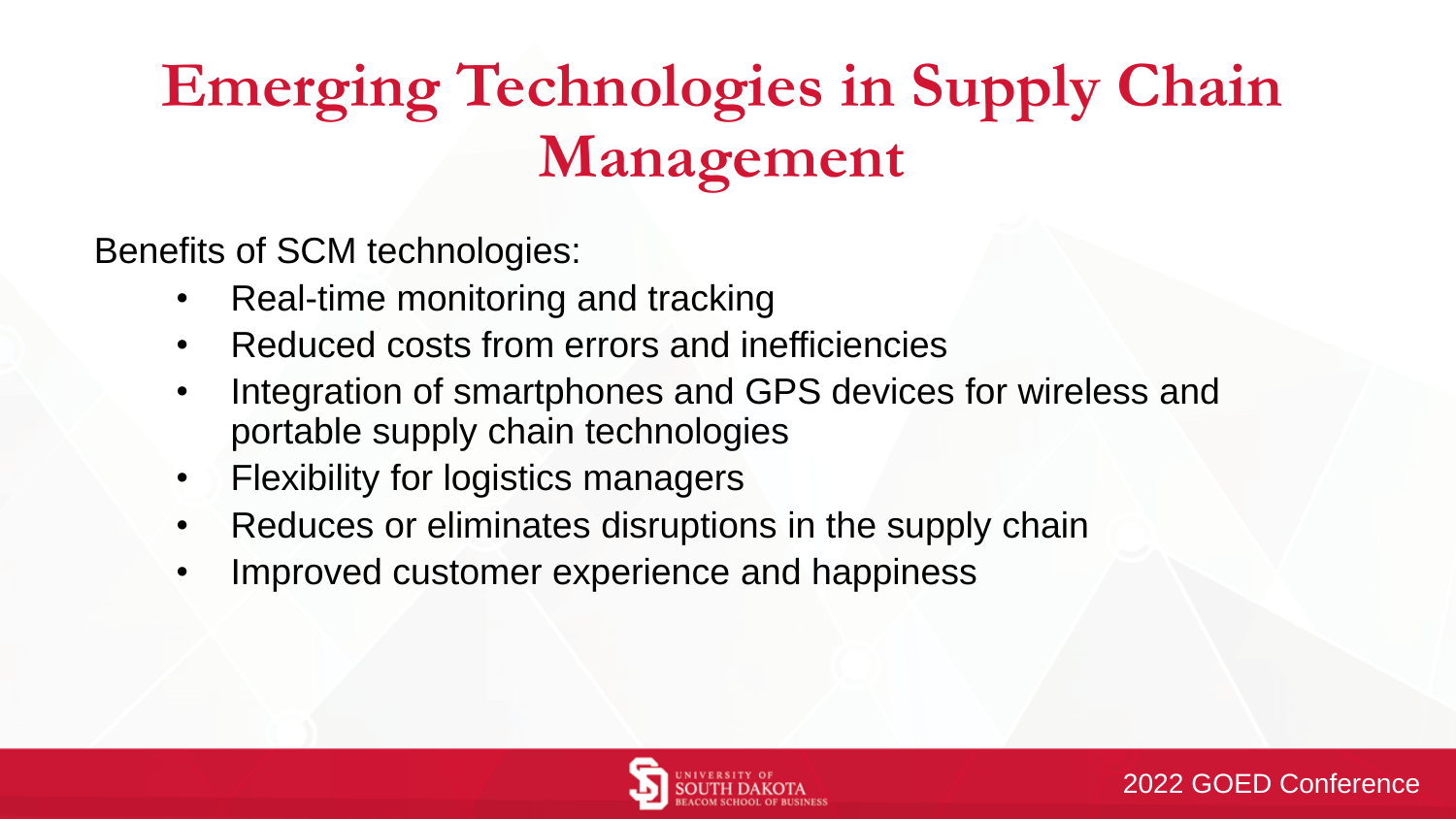# Emerging Technologies in Supply Chain Management

Benefits of SCM technologies:

- Real-time monitoring and tracking
- Reduced costs from errors and inefficiencies
- Integration of smartphones and GPS devices for wireless and portable supply chain technologies
- Flexibility for logistics managers
- Reduces or eliminates disruptions in the supply chain
- Improved customer experience and happiness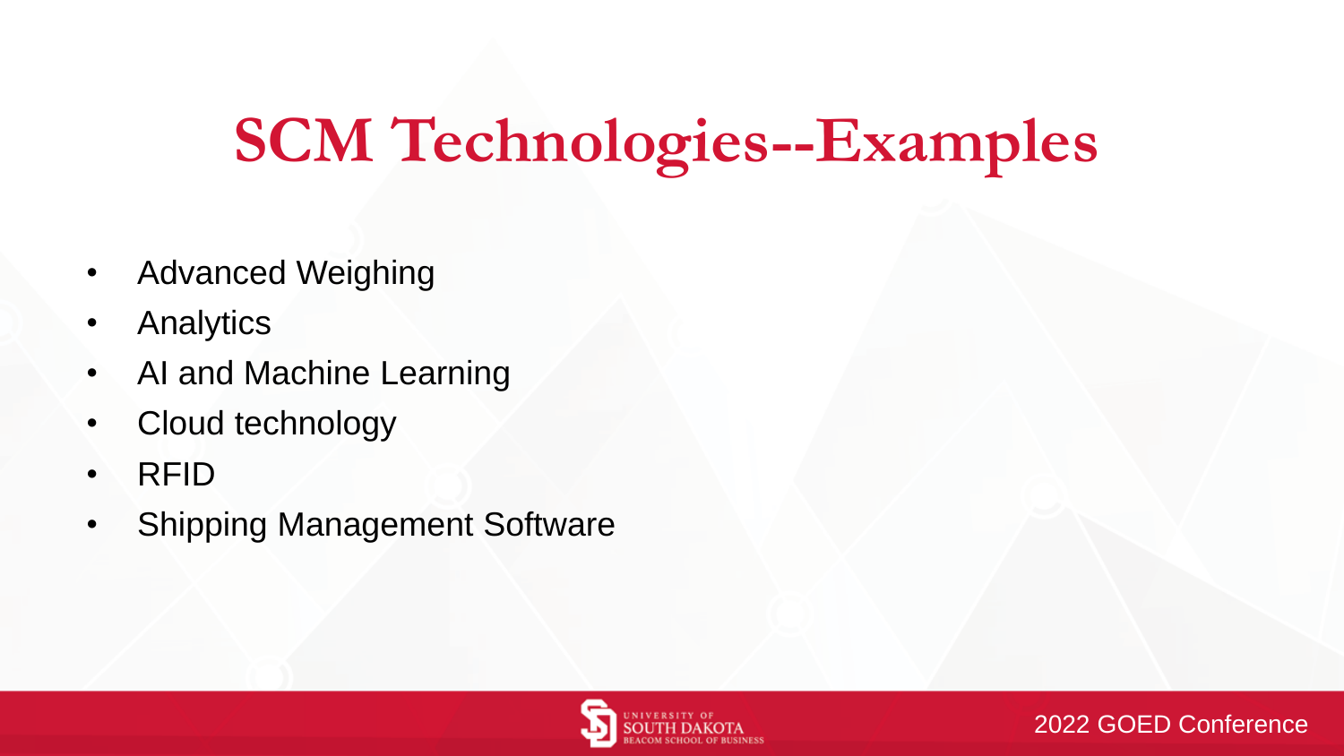# SCM Technologies--Examples

- Advanced Weighing
- Analytics
- AI and Machine Learning
- Cloud technology
- RFID
- Shipping Management Software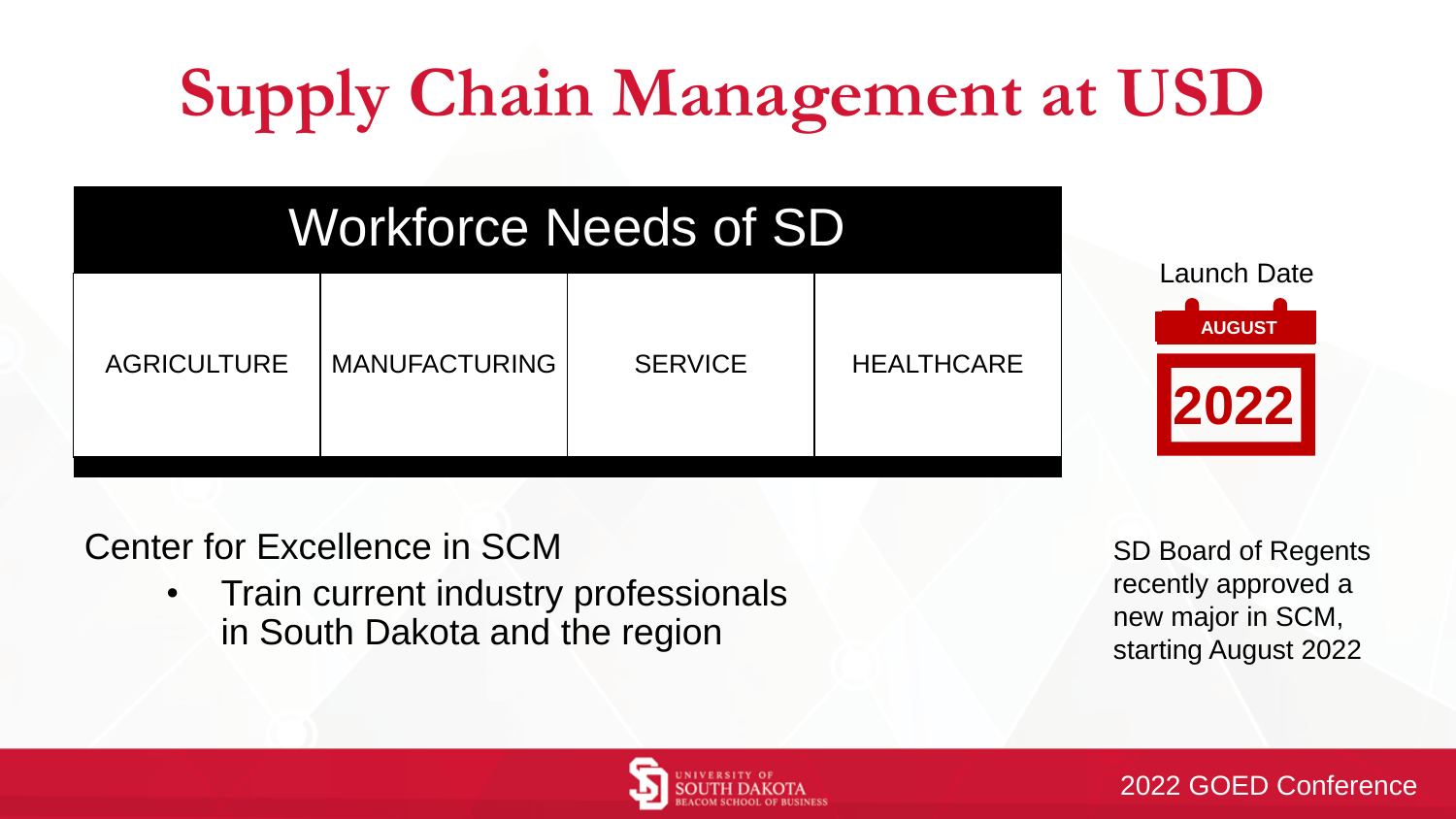# Supply Chain Management at USD

| Workforce Needs of SD | | | |
|---|---|---|---|
| AGRICULTURE | MANUFACTURING | SERVICE | HEALTHCARE |

Launch Date

AUGUST

2022

Center for Excellence in SCM

- Train current industry professionals in South Dakota and the region

SD Board of Regents recently approved a new major in SCM, starting August 2022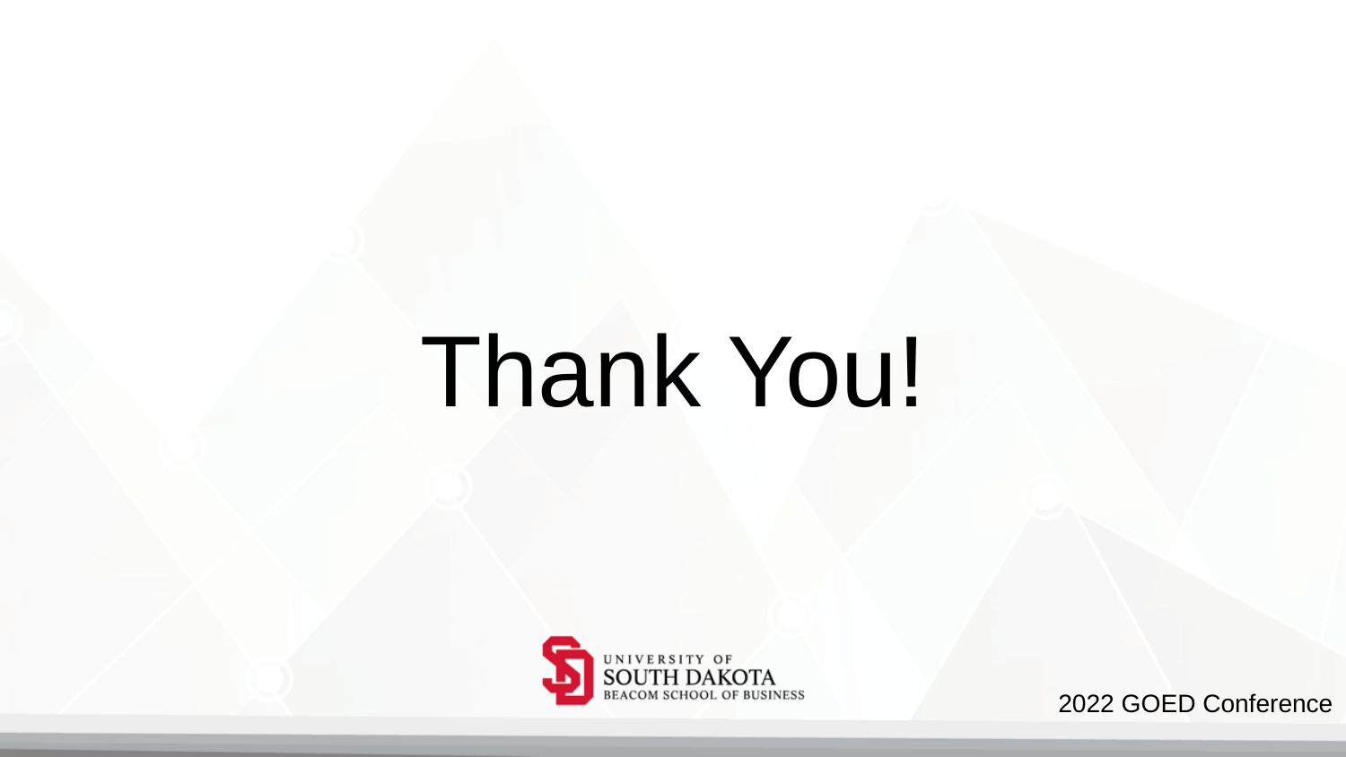# Thank You!

UNIVERSITY OF SOUTH DAKOTA BEACOM SCHOOL OF BUSINESS